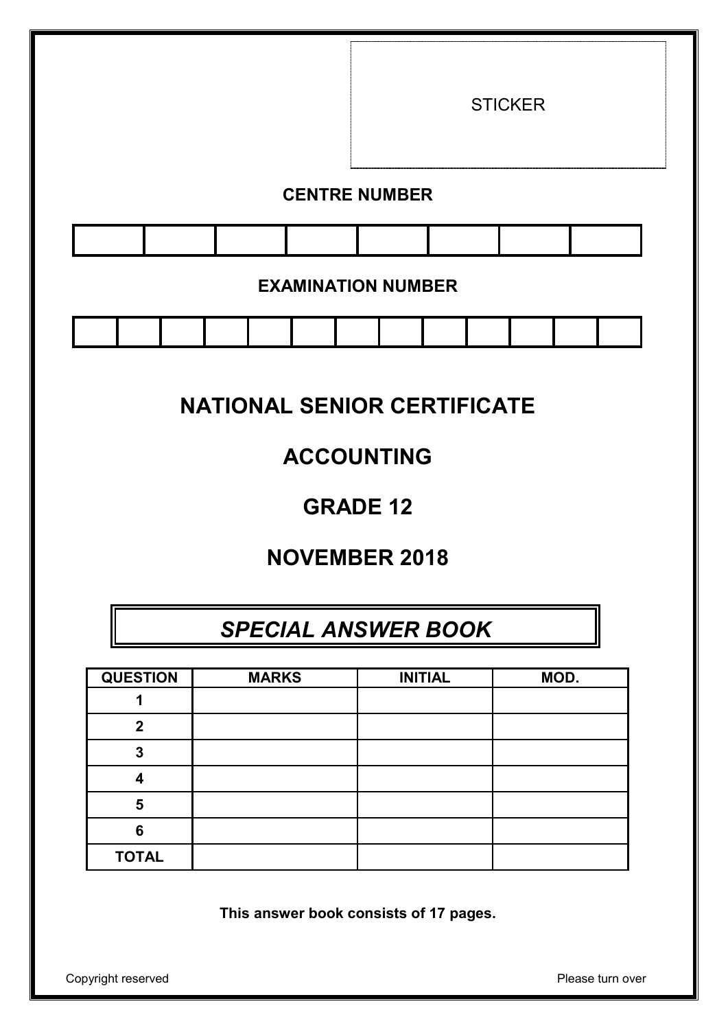STICKER

**CENTRE NUMBER**

| | | | | | | | |
|---|---|---|---|---|---|---|---|
| | | | | | | | |

**EXAMINATION NUMBER**

| | | | | | | | | | | | | |
|---|---|---|---|---|---|---|---|---|---|---|---|---|
| | | | | | | | | | | | | |

# NATIONAL SENIOR CERTIFICATE

# ACCOUNTING

# GRADE 12

# NOVEMBER 2018

## *SPECIAL ANSWER BOOK*

| QUESTION | MARKS | INITIAL | MOD. |
|---|---|---|---|
| 1 | | | |
| 2 | | | |
| 3 | | | |
| 4 | | | |
| 5 | | | |
| 6 | | | |
| TOTAL | | | |

**This answer book consists of 17 pages.**

Copyright reserved

Please turn over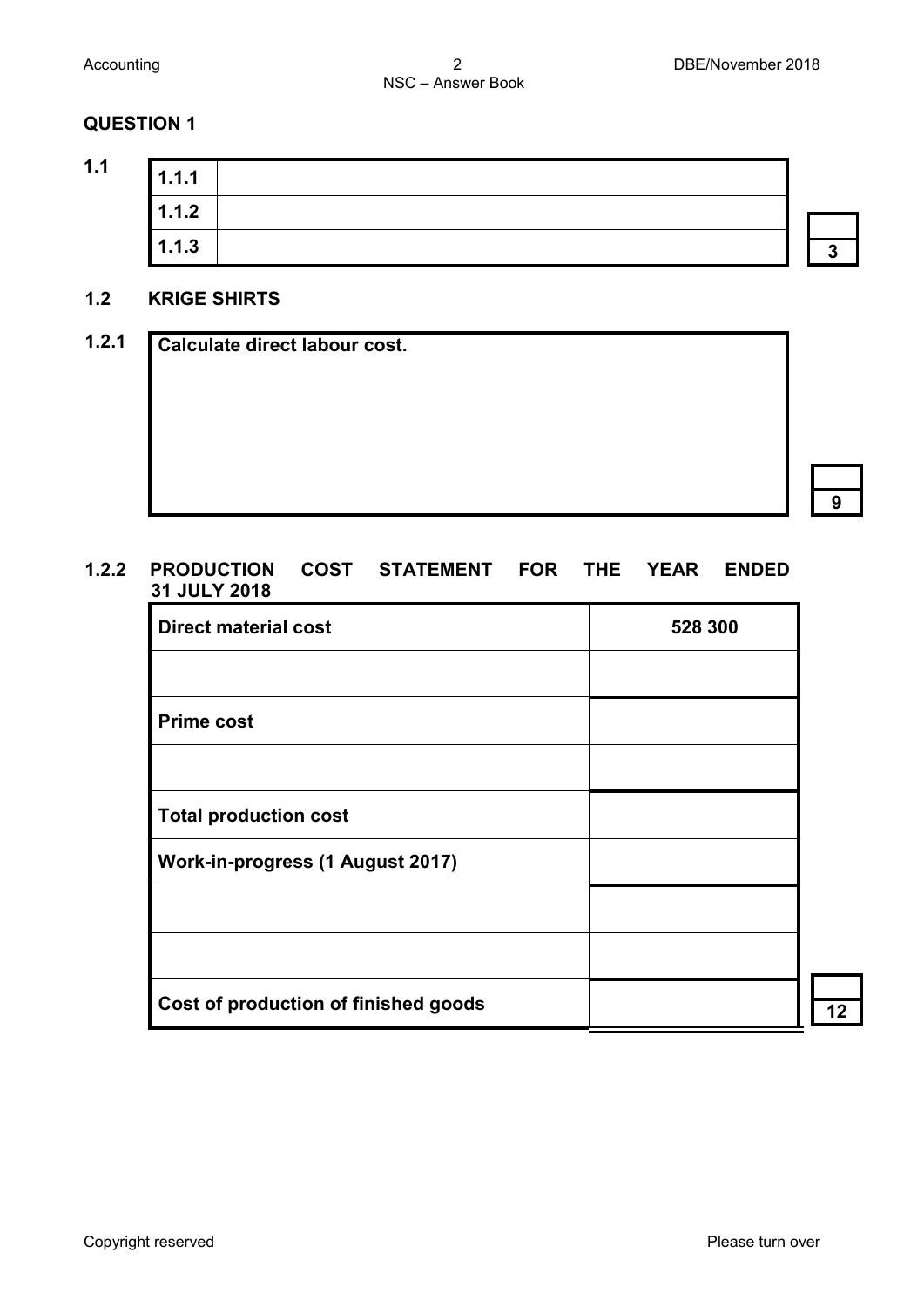## QUESTION 1

**1.1**

| | |
|---|---|
| 1.1.1 | |
| 1.1.2 | |
| 1.1.3 | |

**3**

### 1.2 KRIGE SHIRTS

**1.2.1**

| Calculate direct labour cost. |
|---|
| |

**9**

**1.2.2 PRODUCTION COST STATEMENT FOR THE YEAR ENDED 31 JULY 2018**

| | |
|---|---|
| **Direct material cost** | **528 300** |
| | |
| **Prime cost** | |
| | |
| **Total production cost** | |
| **Work-in-progress (1 August 2017)** | |
| | |
| | |
| **Cost of production of finished goods** | |

**12**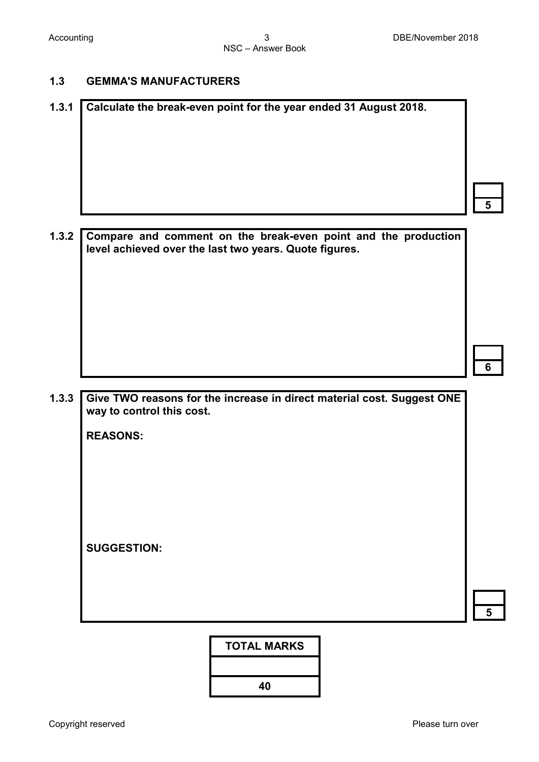## 1.3 GEMMA'S MANUFACTURERS

**1.3.1 Calculate the break-even point for the year ended 31 August 2018.**

5

**1.3.2 Compare and comment on the break-even point and the production level achieved over the last two years. Quote figures.**

6

**1.3.3 Give TWO reasons for the increase in direct material cost. Suggest ONE way to control this cost.**

**REASONS:**

**SUGGESTION:**

5

| TOTAL MARKS |
|---|
| |
| 40 |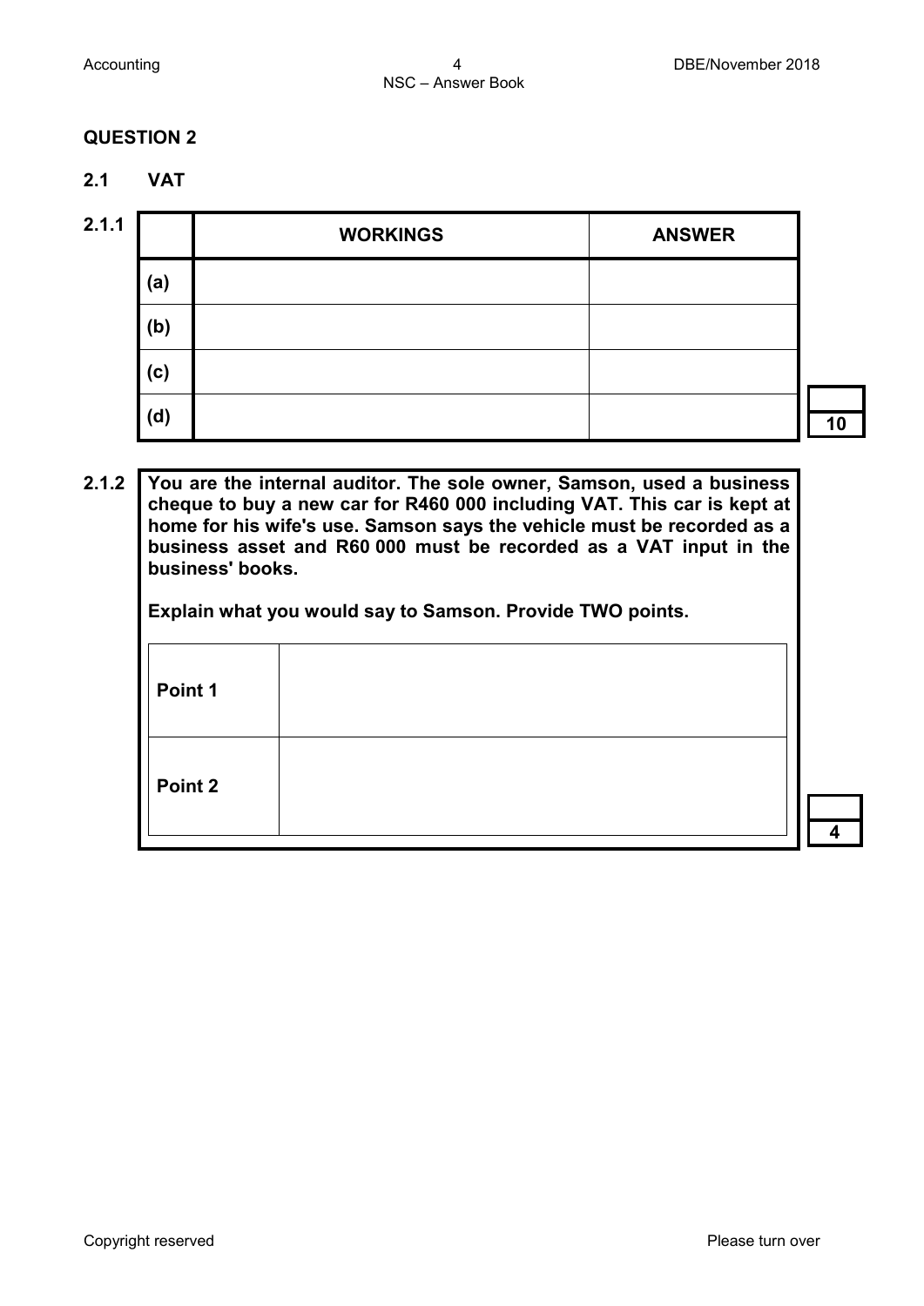## QUESTION 2

### 2.1 VAT

**2.1.1**

| | WORKINGS | ANSWER |
|---|---|---|
| (a) | | |
| (b) | | |
| (c) | | |
| (d) | | |

10

**2.1.2** **You are the internal auditor. The sole owner, Samson, used a business cheque to buy a new car for R460 000 including VAT. This car is kept at home for his wife's use. Samson says the vehicle must be recorded as a business asset and R60 000 must be recorded as a VAT input in the business' books.**

**Explain what you would say to Samson. Provide TWO points.**

| | |
|---|---|
| **Point 1** | |
| **Point 2** | |

4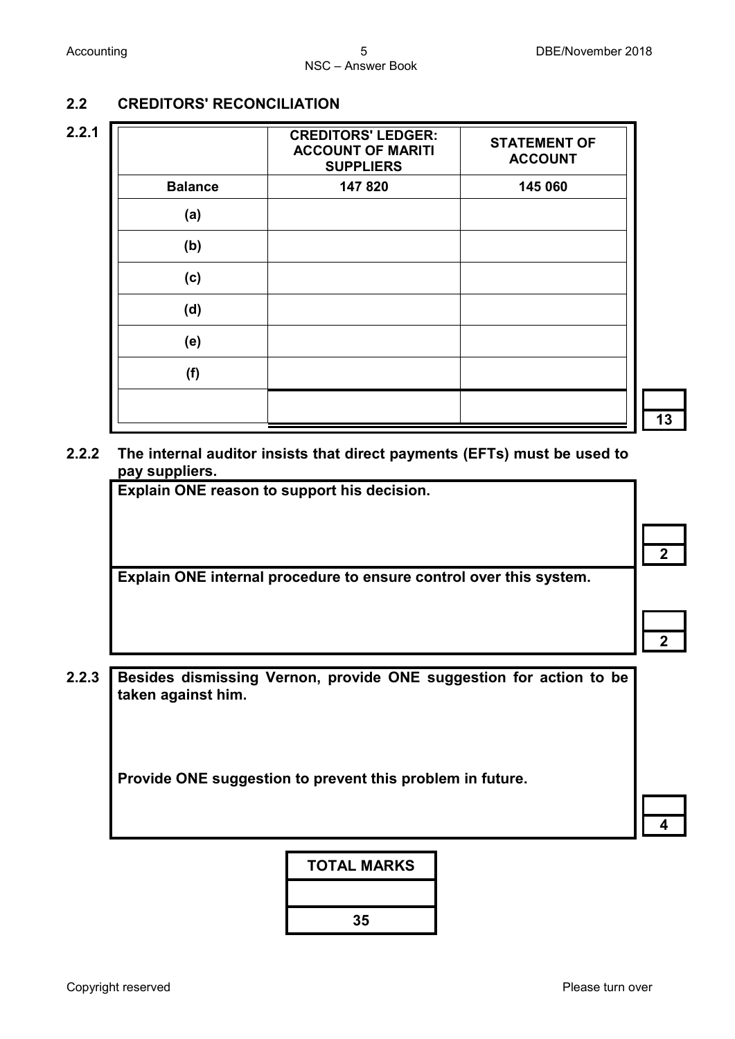## 2.2 CREDITORS' RECONCILIATION

**2.2.1**

| | CREDITORS' LEDGER: ACCOUNT OF MARITI SUPPLIERS | STATEMENT OF ACCOUNT |
|---|---|---|
| **Balance** | **147 820** | **145 060** |
| **(a)** | | |
| **(b)** | | |
| **(c)** | | |
| **(d)** | | |
| **(e)** | | |
| **(f)** | | |
| | | |

**13**

**2.2.2 The internal auditor insists that direct payments (EFTs) must be used to pay suppliers.**

**Explain ONE reason to support his decision.**

**2**

**Explain ONE internal procedure to ensure control over this system.**

**2**

**2.2.3 Besides dismissing Vernon, provide ONE suggestion for action to be taken against him.**

**Provide ONE suggestion to prevent this problem in future.**

**4**

| TOTAL MARKS |
|---|
| |
| **35** |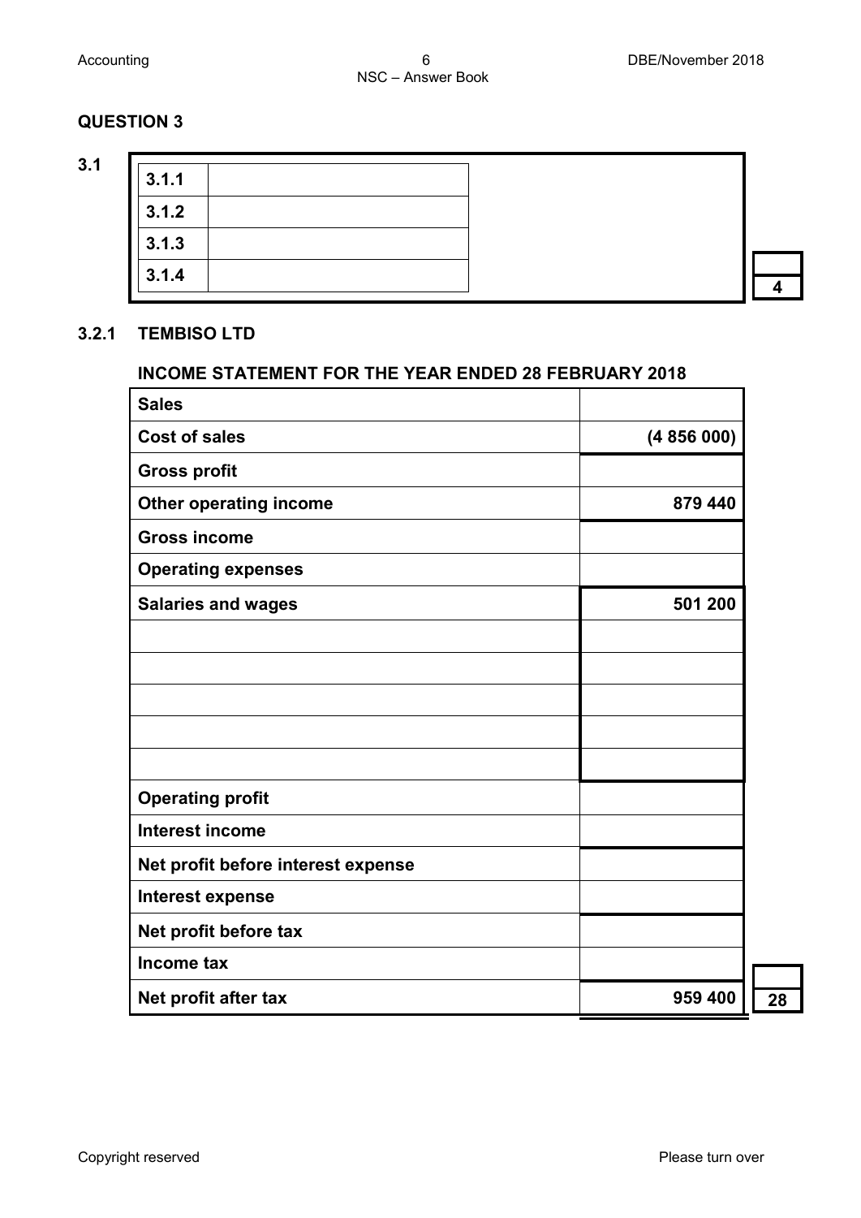## QUESTION 3

**3.1**

| | |
|---|---|
| **3.1.1** | |
| **3.1.2** | |
| **3.1.3** | |
| **3.1.4** | |

**4**

### 3.2.1 TEMBISO LTD

**INCOME STATEMENT FOR THE YEAR ENDED 28 FEBRUARY 2018**

| | |
|---|---|
| **Sales** | |
| **Cost of sales** | **(4 856 000)** |
| **Gross profit** | |
| **Other operating income** | **879 440** |
| **Gross income** | |
| **Operating expenses** | |
| **Salaries and wages** | **501 200** |
| | |
| | |
| | |
| | |
| | |
| **Operating profit** | |
| **Interest income** | |
| **Net profit before interest expense** | |
| **Interest expense** | |
| **Net profit before tax** | |
| **Income tax** | |
| **Net profit after tax** | **959 400** |

**28**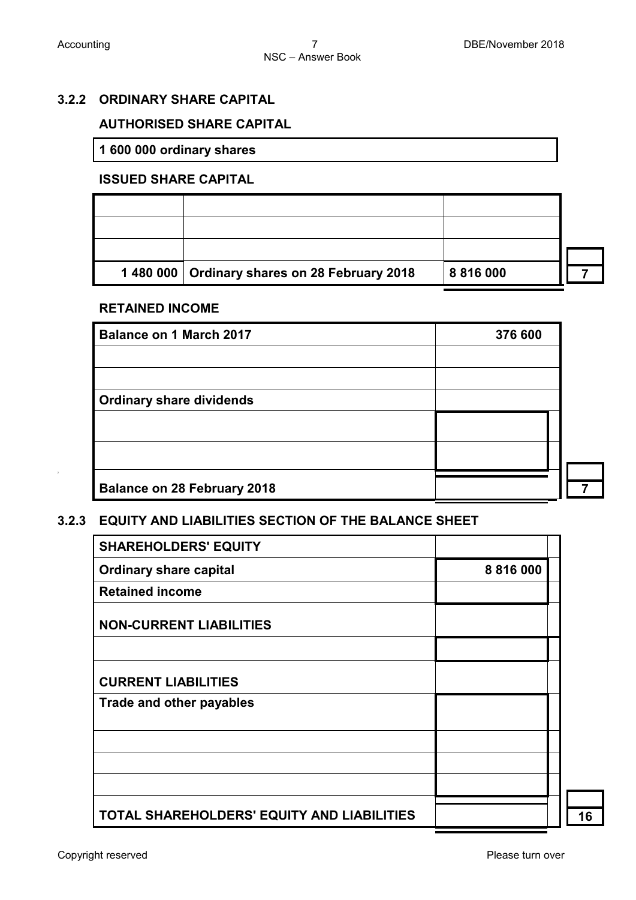### 3.2.2 ORDINARY SHARE CAPITAL

**AUTHORISED SHARE CAPITAL**

| 1 600 000 ordinary shares |
|---|

**ISSUED SHARE CAPITAL**

| | | |
|---|---|---|
| | | |
| | | |
| | | |
| **1 480 000** | **Ordinary shares on 28 February 2018** | **8 816 000** |

**7**

**RETAINED INCOME**

| | |
|---|---|
| **Balance on 1 March 2017** | **376 600** |
| | |
| | |
| **Ordinary share dividends** | |
| | |
| | |
| **Balance on 28 February 2018** | |

**7**

### 3.2.3 EQUITY AND LIABILITIES SECTION OF THE BALANCE SHEET

| | |
|---|---|
| **SHAREHOLDERS' EQUITY** | |
| **Ordinary share capital** | **8 816 000** |
| **Retained income** | |
| **NON-CURRENT LIABILITIES** | |
| | |
| **CURRENT LIABILITIES** | |
| **Trade and other payables** | |
| | |
| | |
| | |
| **TOTAL SHAREHOLDERS' EQUITY AND LIABILITIES** | |

**16**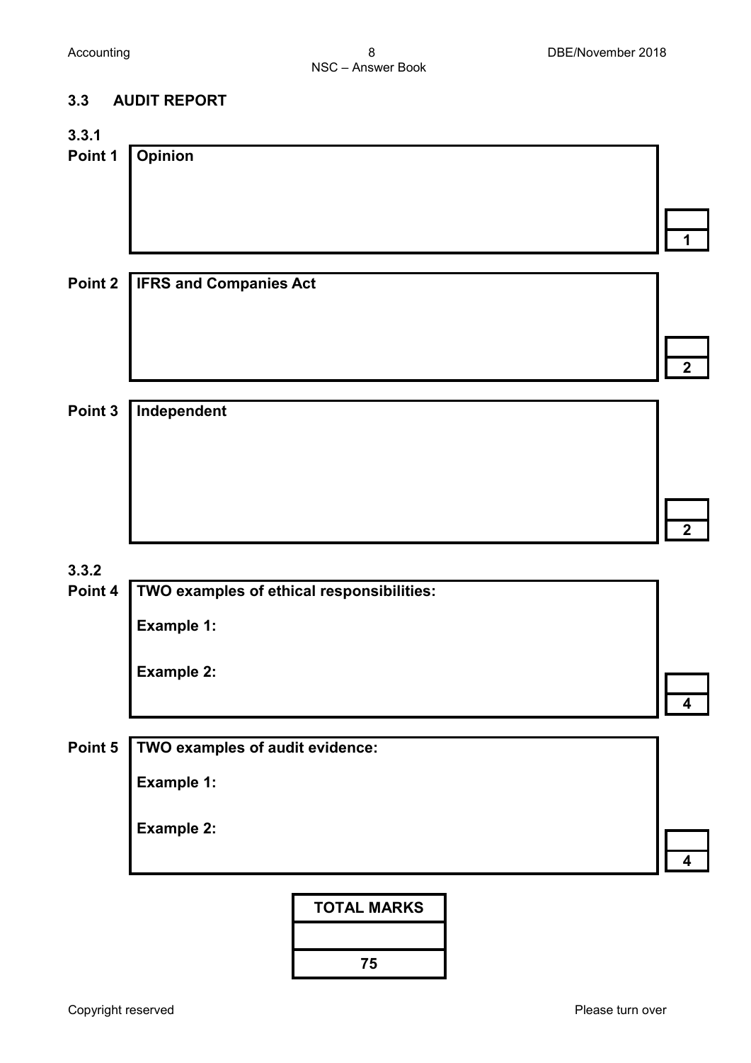## 3.3 AUDIT REPORT

### 3.3.1

| | | |
|---|---|---|
| **Point 1** | **Opinion** | 1 |
| **Point 2** | **IFRS and Companies Act** | 2 |
| **Point 3** | **Independent** | 2 |

### 3.3.2

| | | |
|---|---|---|
| **Point 4** | **TWO examples of ethical responsibilities:**<br><br>**Example 1:**<br><br>**Example 2:** | 4 |
| **Point 5** | **TWO examples of audit evidence:**<br><br>**Example 1:**<br><br>**Example 2:** | 4 |

| TOTAL MARKS |
|---|
| |
| 75 |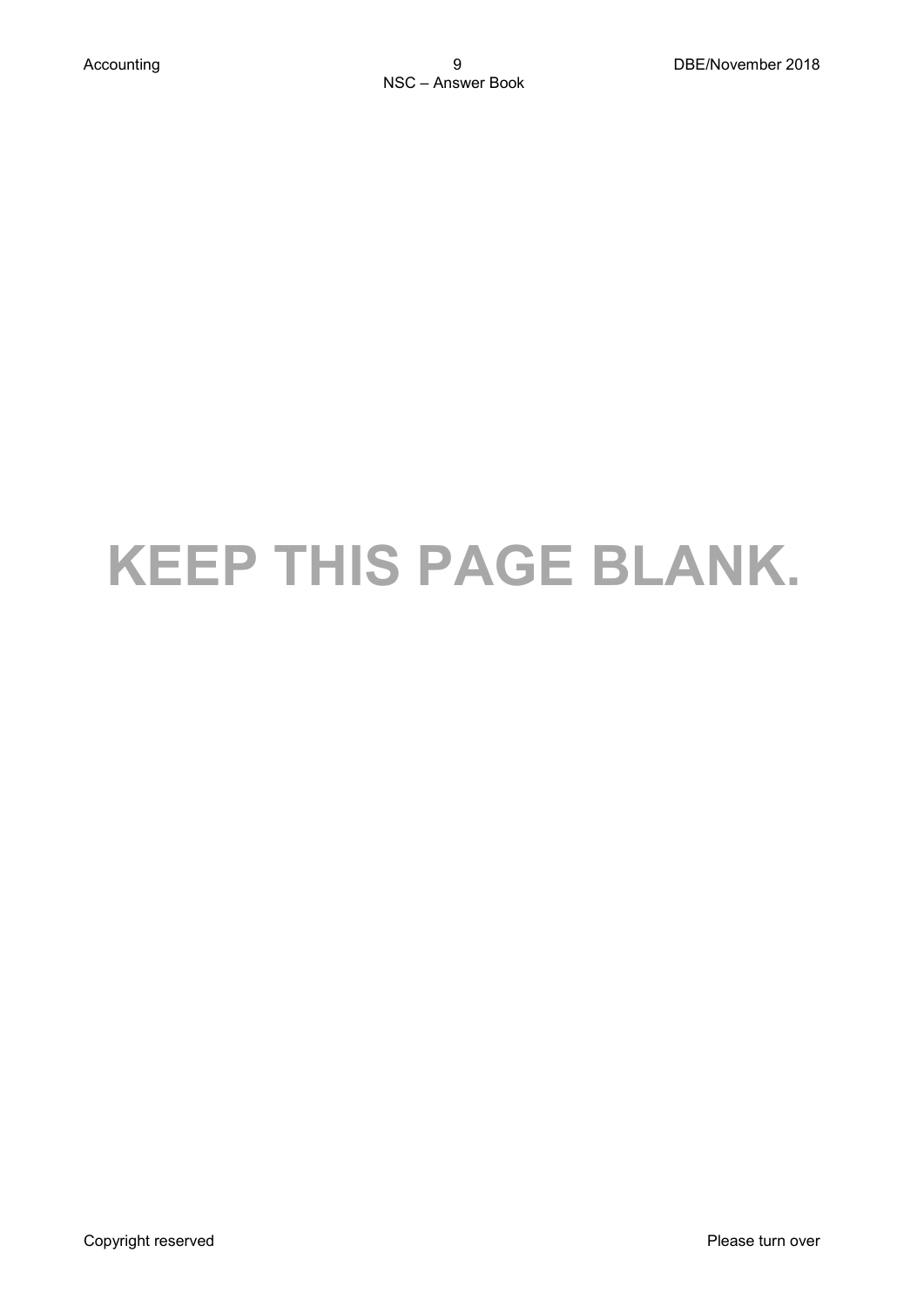# KEEP THIS PAGE BLANK.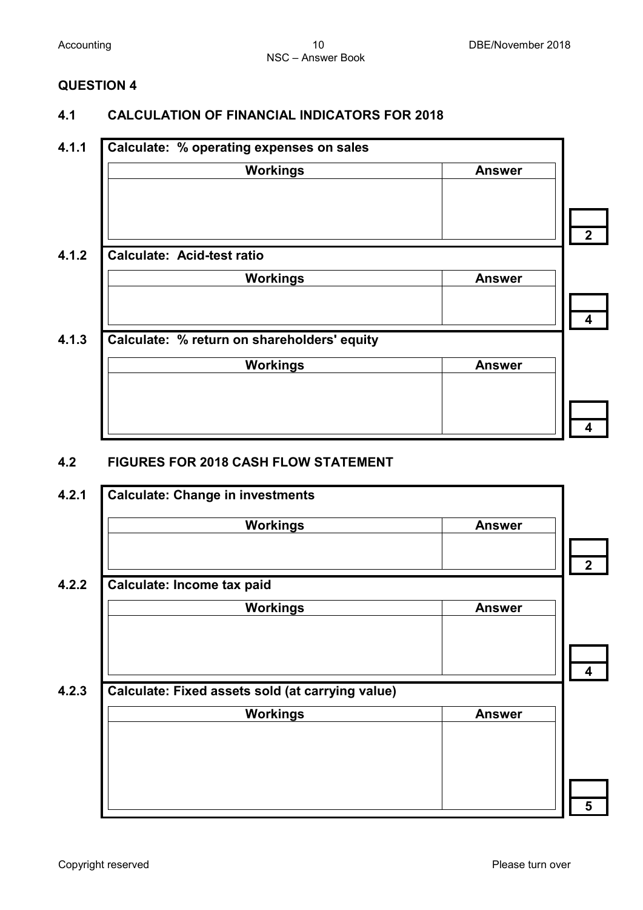## QUESTION 4

### 4.1 CALCULATION OF FINANCIAL INDICATORS FOR 2018

**4.1.1 Calculate: % operating expenses on sales**

| Workings | Answer |
|---|---|
| | |

2

**4.1.2 Calculate: Acid-test ratio**

| Workings | Answer |
|---|---|
| | |

4

**4.1.3 Calculate: % return on shareholders' equity**

| Workings | Answer |
|---|---|
| | |

4

### 4.2 FIGURES FOR 2018 CASH FLOW STATEMENT

**4.2.1 Calculate: Change in investments**

| Workings | Answer |
|---|---|
| | |

2

**4.2.2 Calculate: Income tax paid**

| Workings | Answer |
|---|---|
| | |

4

**4.2.3 Calculate: Fixed assets sold (at carrying value)**

| Workings | Answer |
|---|---|
| | |

5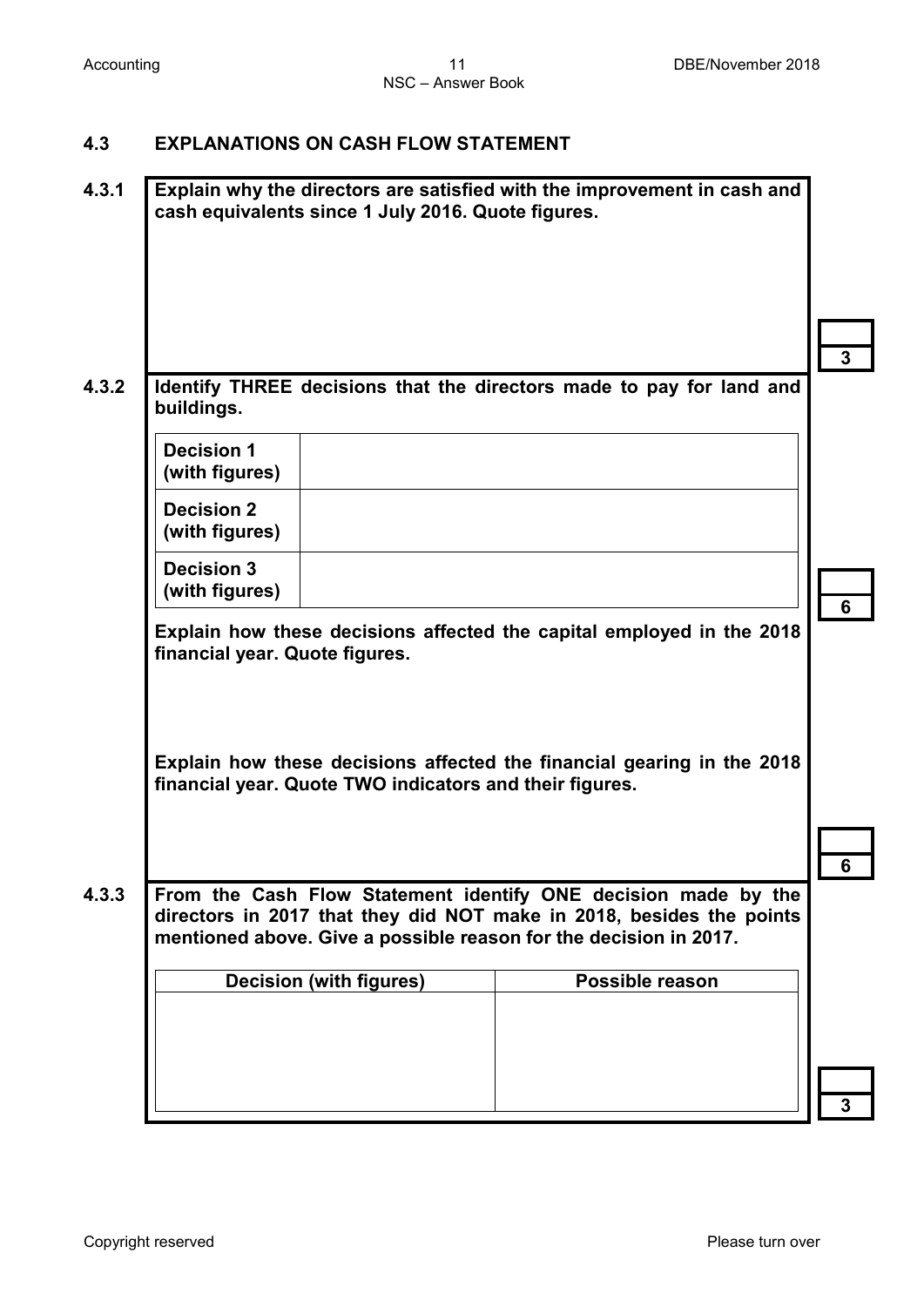## 4.3 EXPLANATIONS ON CASH FLOW STATEMENT

**4.3.1** **Explain why the directors are satisfied with the improvement in cash and cash equivalents since 1 July 2016. Quote figures.**

3

**4.3.2** **Identify THREE decisions that the directors made to pay for land and buildings.**

| | |
|---|---|
| **Decision 1 (with figures)** | |
| **Decision 2 (with figures)** | |
| **Decision 3 (with figures)** | |

6

**Explain how these decisions affected the capital employed in the 2018 financial year. Quote figures.**

**Explain how these decisions affected the financial gearing in the 2018 financial year. Quote TWO indicators and their figures.**

6

**4.3.3** **From the Cash Flow Statement identify ONE decision made by the directors in 2017 that they did NOT make in 2018, besides the points mentioned above. Give a possible reason for the decision in 2017.**

| Decision (with figures) | Possible reason |
|---|---|
| | |

3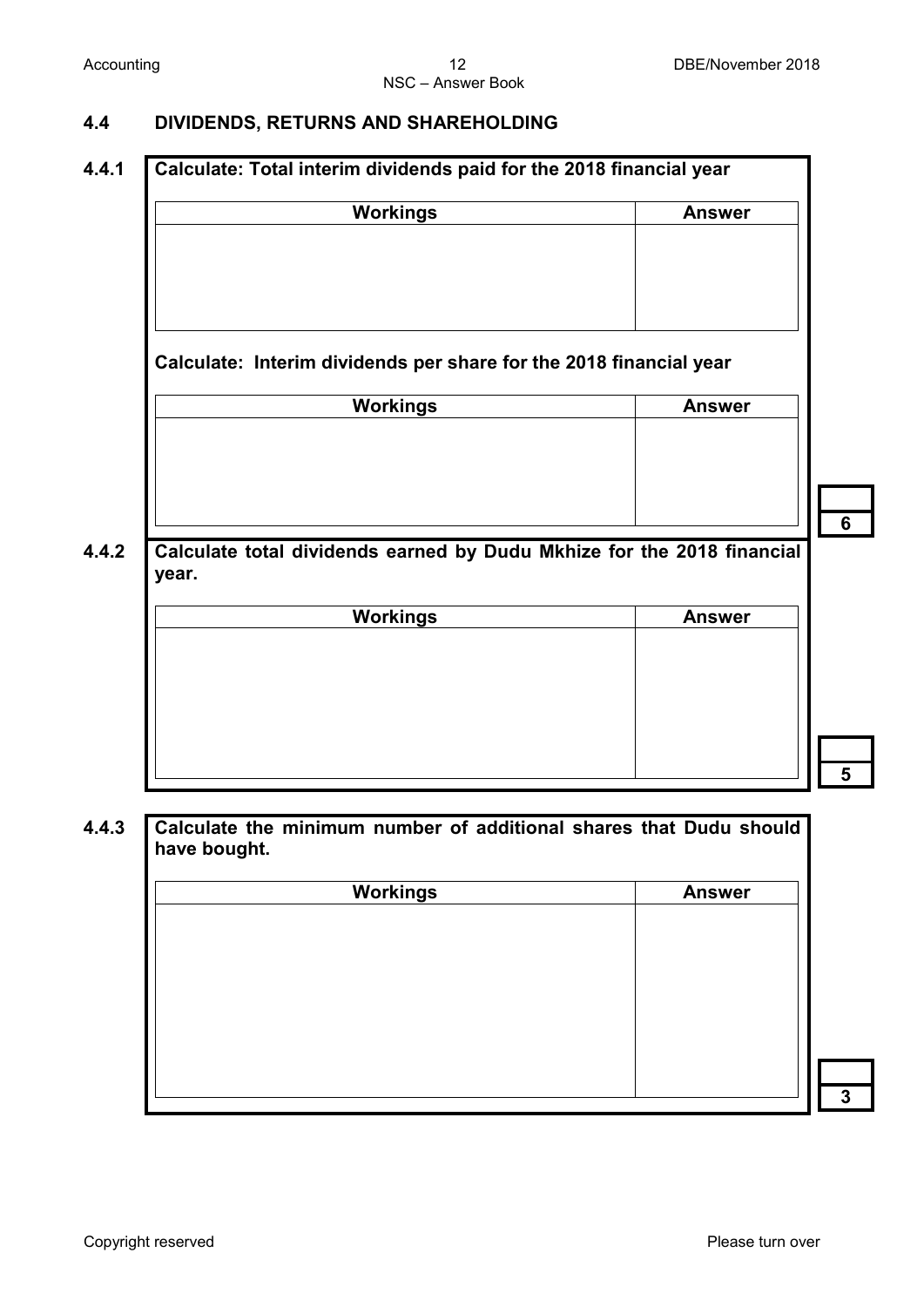## 4.4 DIVIDENDS, RETURNS AND SHAREHOLDING

**4.4.1 Calculate: Total interim dividends paid for the 2018 financial year**

| Workings | Answer |
|---|---|
| | |

**Calculate: Interim dividends per share for the 2018 financial year**

| Workings | Answer |
|---|---|
| | |

**6**

**4.4.2 Calculate total dividends earned by Dudu Mkhize for the 2018 financial year.**

| Workings | Answer |
|---|---|
| | |

**5**

**4.4.3 Calculate the minimum number of additional shares that Dudu should have bought.**

| Workings | Answer |
|---|---|
| | |

**3**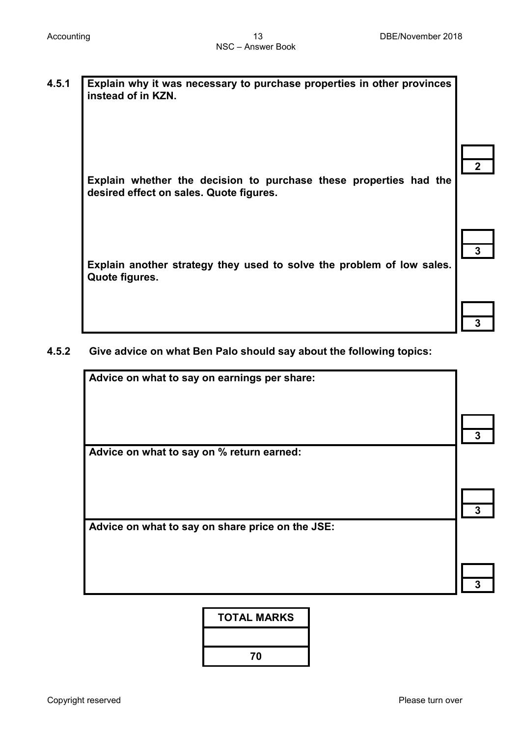**4.5.1**

| Explain why it was necessary to purchase properties in other provinces instead of in KZN. | |
|---|---|
| | 2 |
| **Explain whether the decision to purchase these properties had the desired effect on sales. Quote figures.** | |
| | 3 |
| **Explain another strategy they used to solve the problem of low sales. Quote figures.** | |
| | 3 |

**4.5.2 Give advice on what Ben Palo should say about the following topics:**

| Advice on what to say on earnings per share: | |
|---|---|
| | 3 |
| **Advice on what to say on % return earned:** | |
| | 3 |
| **Advice on what to say on share price on the JSE:** | |
| | 3 |

| TOTAL MARKS |
|---|
| |
| 70 |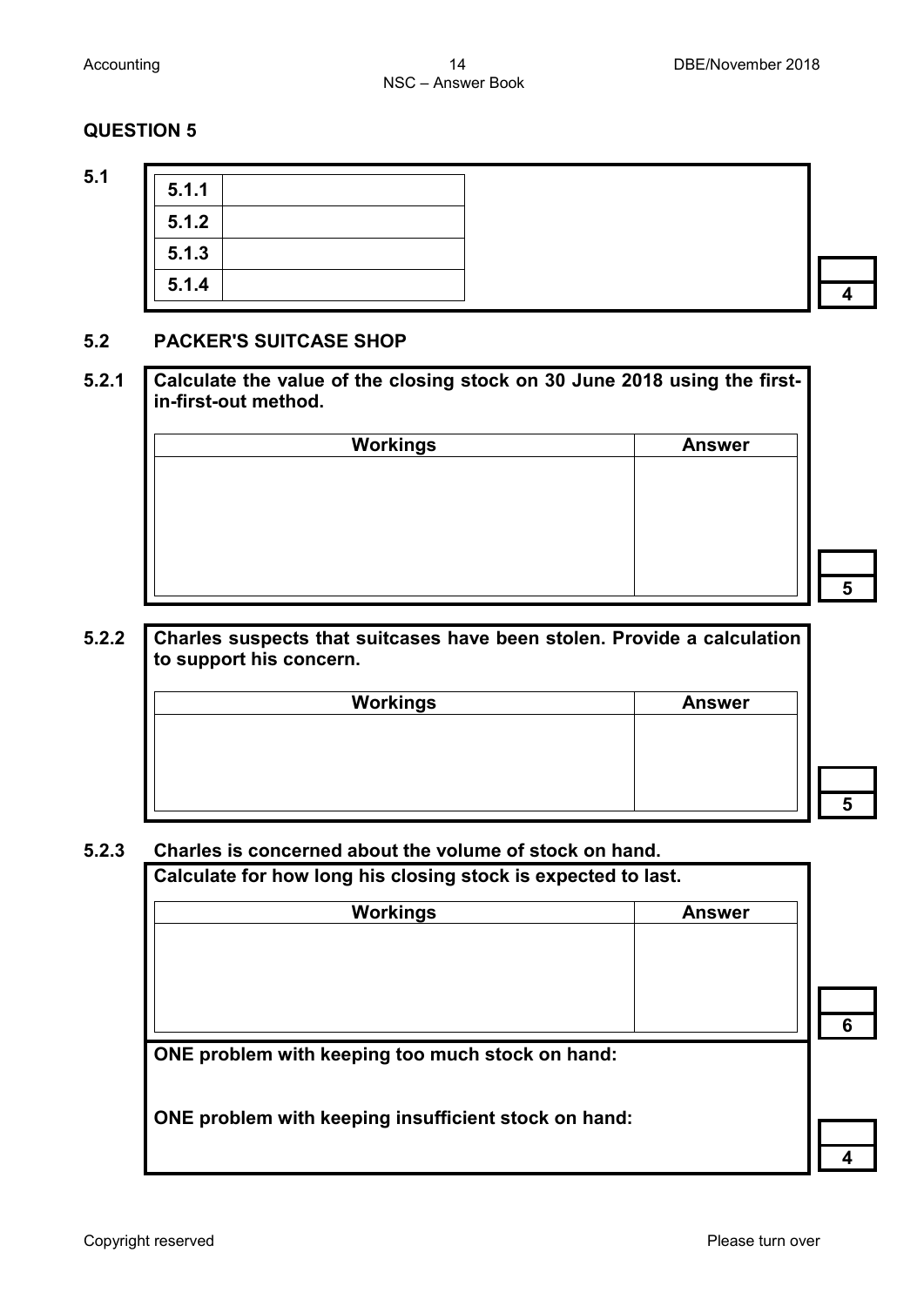## QUESTION 5

**5.1**

| | |
|---|---|
| **5.1.1** | |
| **5.1.2** | |
| **5.1.3** | |
| **5.1.4** | |

**4**

### 5.2 PACKER'S SUITCASE SHOP

**5.2.1** **Calculate the value of the closing stock on 30 June 2018 using the first-in-first-out method.**

| Workings | Answer |
|---|---|
| | |

**5**

**5.2.2** **Charles suspects that suitcases have been stolen. Provide a calculation to support his concern.**

| Workings | Answer |
|---|---|
| | |

**5**

**5.2.3** **Charles is concerned about the volume of stock on hand.**

**Calculate for how long his closing stock is expected to last.**

| Workings | Answer |
|---|---|
| | |

**6**

**ONE problem with keeping too much stock on hand:**

**ONE problem with keeping insufficient stock on hand:**

**4**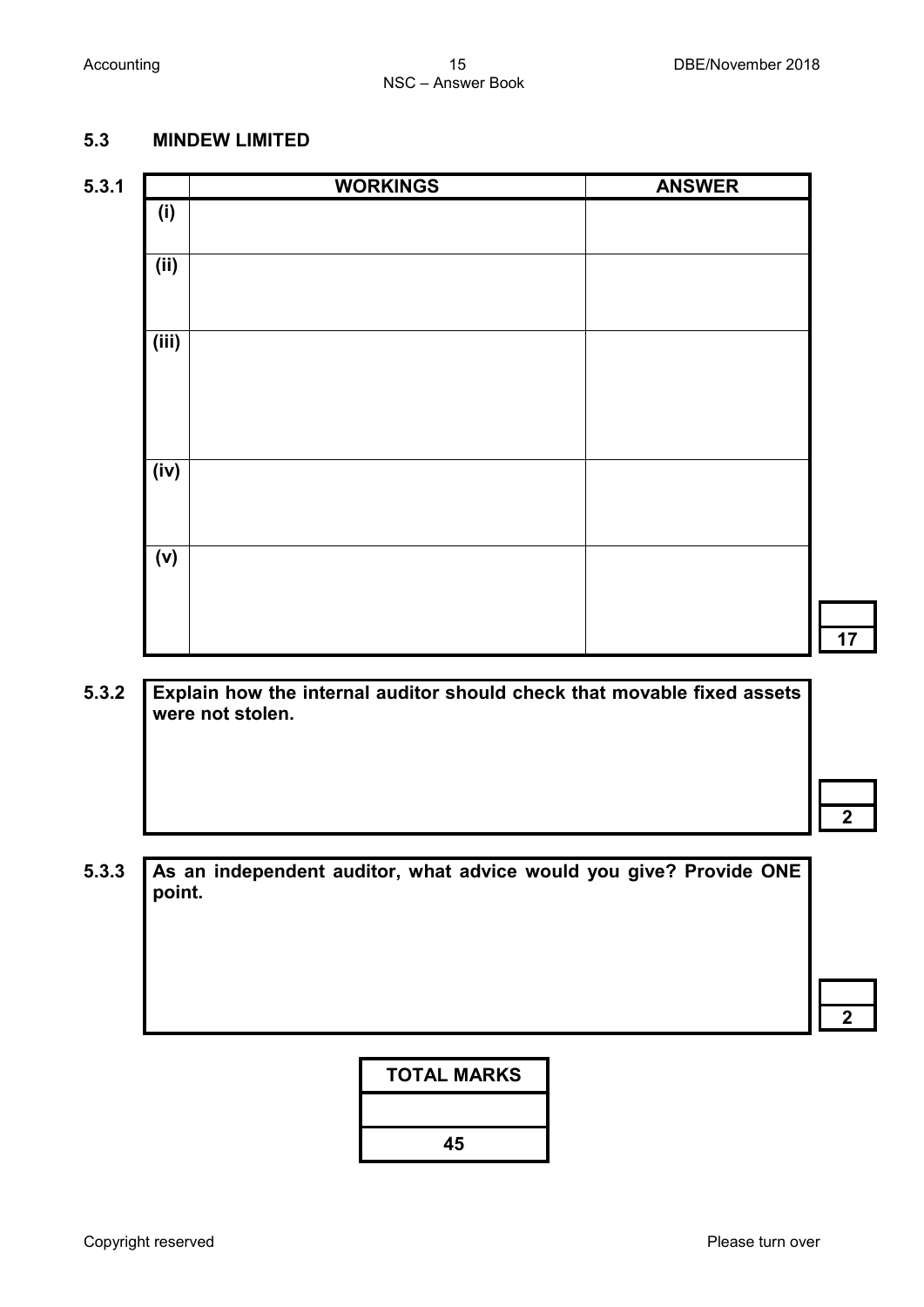## 5.3 MINDEW LIMITED

**5.3.1**

| | WORKINGS | ANSWER |
|---|---|---|
| (i) | | |
| (ii) | | |
| (iii) | | |
| (iv) | | |
| (v) | | |

17

**5.3.2**

| **Explain how the internal auditor should check that movable fixed assets were not stolen.** |
|---|
| |

2

**5.3.3**

| **As an independent auditor, what advice would you give? Provide ONE point.** |
|---|
| |

2

| TOTAL MARKS |
|---|
| |
| 45 |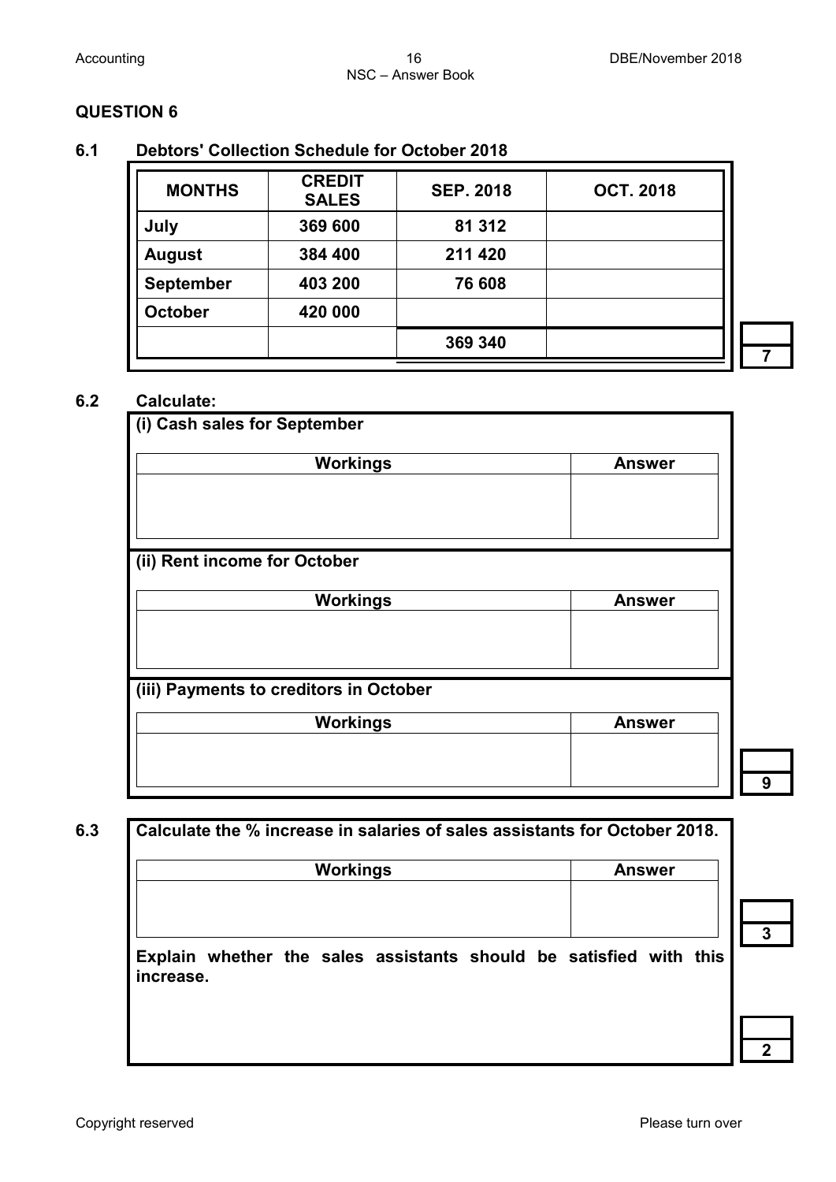## QUESTION 6

### 6.1 Debtors' Collection Schedule for October 2018

| MONTHS | CREDIT SALES | SEP. 2018 | OCT. 2018 |
|---|---|---|---|
| July | 369 600 | 81 312 | |
| August | 384 400 | 211 420 | |
| September | 403 200 | 76 608 | |
| October | 420 000 | | |
| | | 369 340 | |

7

### 6.2 Calculate:

**(i) Cash sales for September**

| Workings | Answer |
|---|---|
| | |

**(ii) Rent income for October**

| Workings | Answer |
|---|---|
| | |

**(iii) Payments to creditors in October**

| Workings | Answer |
|---|---|
| | |

9

### 6.3

**Calculate the % increase in salaries of sales assistants for October 2018.**

| Workings | Answer |
|---|---|
| | |

3

**Explain whether the sales assistants should be satisfied with this increase.**

2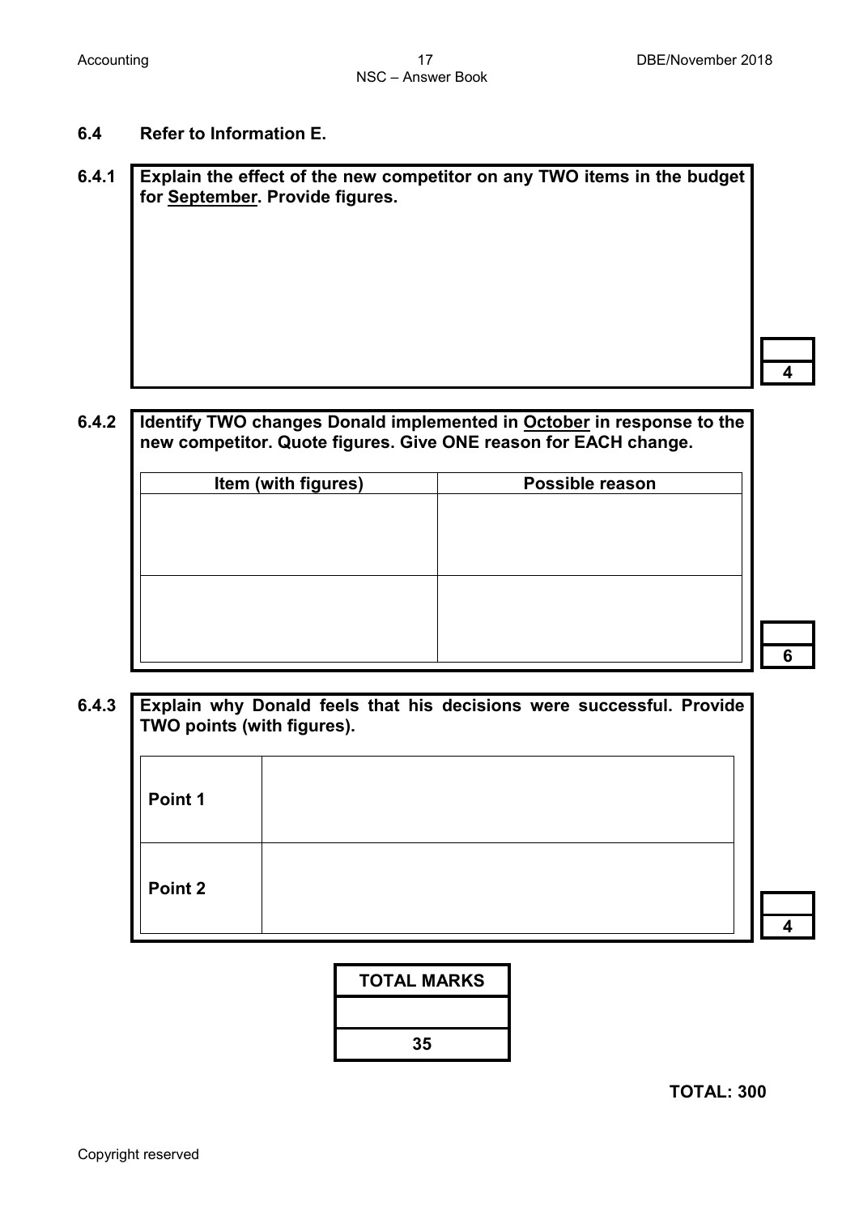**6.4 Refer to Information E.**

**6.4.1** **Explain the effect of the new competitor on any TWO items in the budget for <u>September</u>. Provide figures.**

| |
|---|
| |

**4**

**6.4.2** **Identify TWO changes Donald implemented in <u>October</u> in response to the new competitor. Quote figures. Give ONE reason for EACH change.**

| Item (with figures) | Possible reason |
|---|---|
| | |
| | |

**6**

**6.4.3** **Explain why Donald feels that his decisions were successful. Provide TWO points (with figures).**

| | |
|---|---|
| **Point 1** | |
| **Point 2** | |

**4**

| TOTAL MARKS |
|---|
| |
| 35 |

**TOTAL: 300**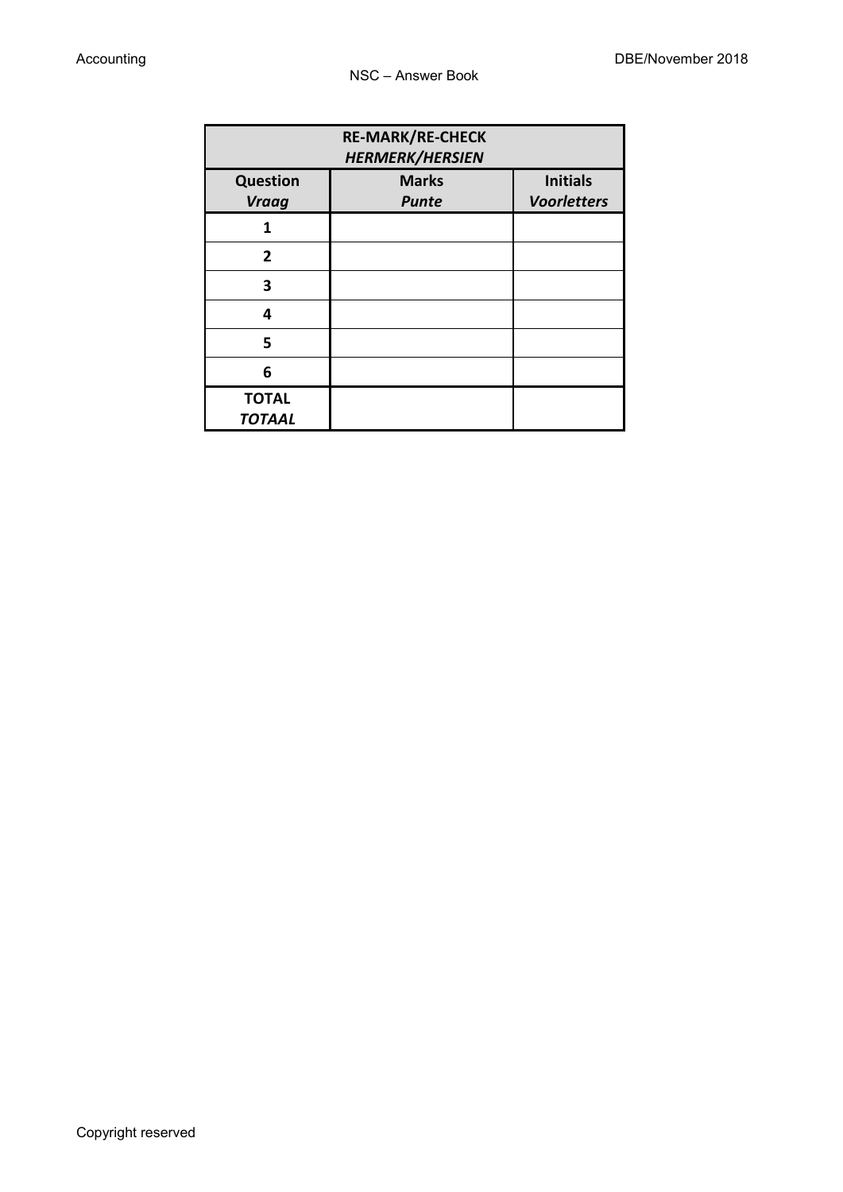| RE-MARK/RE-CHECK *HERMERK/HERSIEN* | | |
|---|---|---|
| **Question** *Vraag* | **Marks** *Punte* | **Initials** *Voorletters* |
| **1** | | |
| **2** | | |
| **3** | | |
| **4** | | |
| **5** | | |
| **6** | | |
| **TOTAL** *TOTAAL* | | |